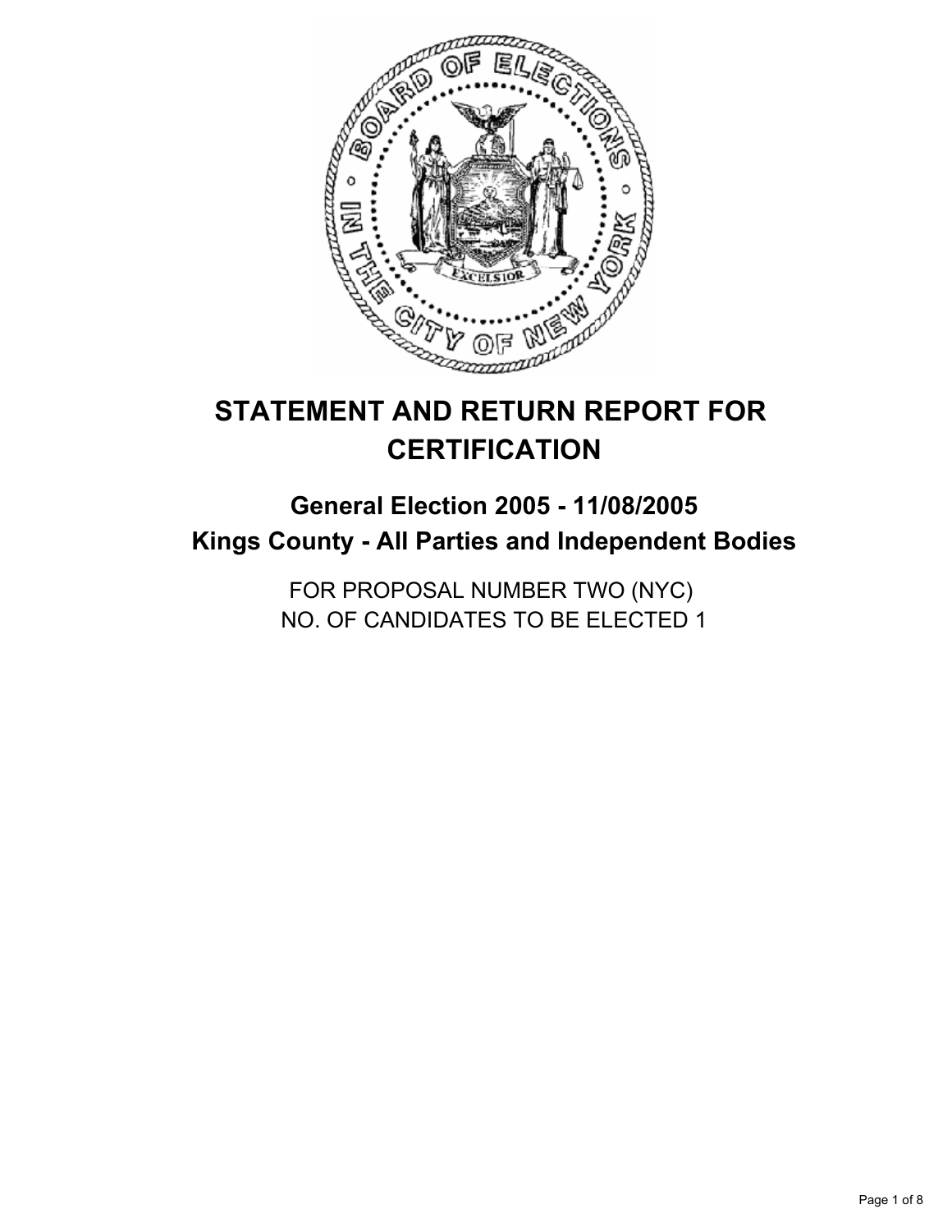# STATEMENT AND RETURN REPORT FOR CERTIFICATION

## General Election 2005 - 11/08/2005
## Kings County - All Parties and Independent Bodies

FOR PROPOSAL NUMBER TWO (NYC)
NO. OF CANDIDATES TO BE ELECTED 1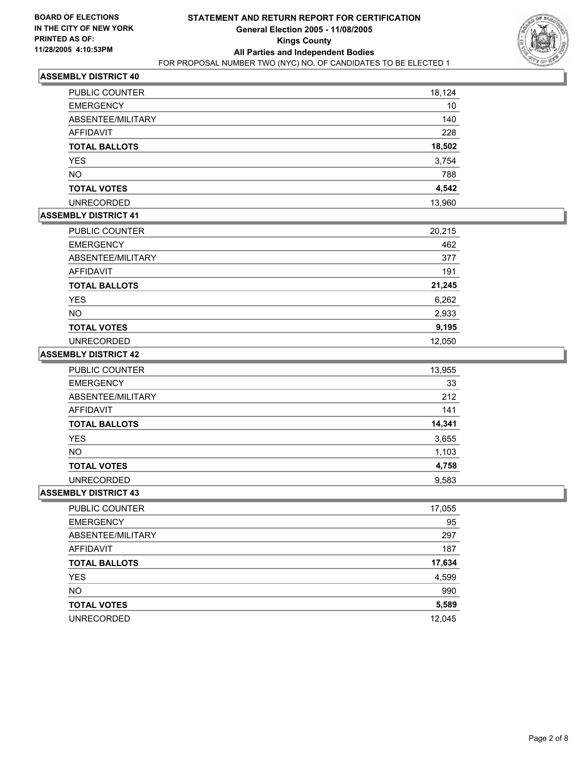BOARD OF ELECTIONS
IN THE CITY OF NEW YORK
PRINTED AS OF:
11/28/2005 4:10:53PM

# STATEMENT AND RETURN REPORT FOR CERTIFICATION
## General Election 2005 - 11/08/2005
## Kings County
## All Parties and Independent Bodies
FOR PROPOSAL NUMBER TWO (NYC) NO. OF CANDIDATES TO BE ELECTED 1

### ASSEMBLY DISTRICT 40

| | |
|---|---|
| PUBLIC COUNTER | 18,124 |
| EMERGENCY | 10 |
| ABSENTEE/MILITARY | 140 |
| AFFIDAVIT | 228 |
| **TOTAL BALLOTS** | **18,502** |
| YES | 3,754 |
| NO | 788 |
| **TOTAL VOTES** | **4,542** |
| UNRECORDED | 13,960 |

### ASSEMBLY DISTRICT 41

| | |
|---|---|
| PUBLIC COUNTER | 20,215 |
| EMERGENCY | 462 |
| ABSENTEE/MILITARY | 377 |
| AFFIDAVIT | 191 |
| **TOTAL BALLOTS** | **21,245** |
| YES | 6,262 |
| NO | 2,933 |
| **TOTAL VOTES** | **9,195** |
| UNRECORDED | 12,050 |

### ASSEMBLY DISTRICT 42

| | |
|---|---|
| PUBLIC COUNTER | 13,955 |
| EMERGENCY | 33 |
| ABSENTEE/MILITARY | 212 |
| AFFIDAVIT | 141 |
| **TOTAL BALLOTS** | **14,341** |
| YES | 3,655 |
| NO | 1,103 |
| **TOTAL VOTES** | **4,758** |
| UNRECORDED | 9,583 |

### ASSEMBLY DISTRICT 43

| | |
|---|---|
| PUBLIC COUNTER | 17,055 |
| EMERGENCY | 95 |
| ABSENTEE/MILITARY | 297 |
| AFFIDAVIT | 187 |
| **TOTAL BALLOTS** | **17,634** |
| YES | 4,599 |
| NO | 990 |
| **TOTAL VOTES** | **5,589** |
| UNRECORDED | 12,045 |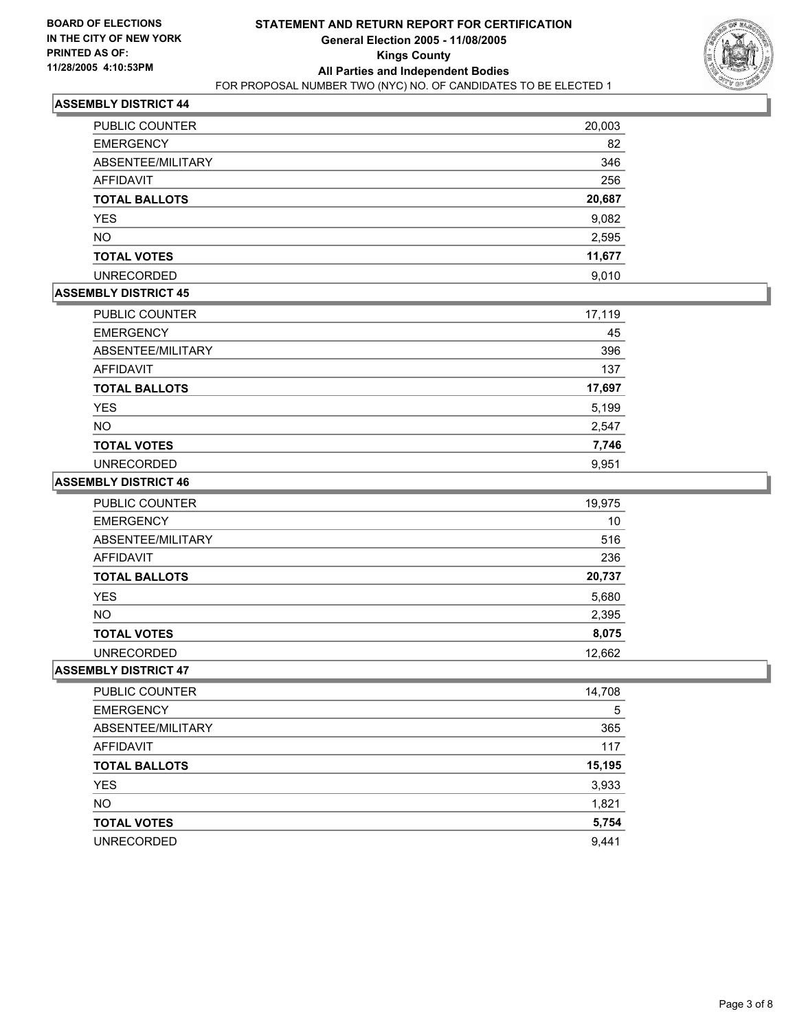**BOARD OF ELECTIONS IN THE CITY OF NEW YORK PRINTED AS OF: 11/28/2005 4:10:53PM**

# STATEMENT AND RETURN REPORT FOR CERTIFICATION
## General Election 2005 - 11/08/2005
## Kings County
## All Parties and Independent Bodies
FOR PROPOSAL NUMBER TWO (NYC) NO. OF CANDIDATES TO BE ELECTED 1

### ASSEMBLY DISTRICT 44

| | |
|---|---:|
| PUBLIC COUNTER | 20,003 |
| EMERGENCY | 82 |
| ABSENTEE/MILITARY | 346 |
| AFFIDAVIT | 256 |
| **TOTAL BALLOTS** | **20,687** |
| YES | 9,082 |
| NO | 2,595 |
| **TOTAL VOTES** | **11,677** |
| UNRECORDED | 9,010 |

### ASSEMBLY DISTRICT 45

| | |
|---|---:|
| PUBLIC COUNTER | 17,119 |
| EMERGENCY | 45 |
| ABSENTEE/MILITARY | 396 |
| AFFIDAVIT | 137 |
| **TOTAL BALLOTS** | **17,697** |
| YES | 5,199 |
| NO | 2,547 |
| **TOTAL VOTES** | **7,746** |
| UNRECORDED | 9,951 |

### ASSEMBLY DISTRICT 46

| | |
|---|---:|
| PUBLIC COUNTER | 19,975 |
| EMERGENCY | 10 |
| ABSENTEE/MILITARY | 516 |
| AFFIDAVIT | 236 |
| **TOTAL BALLOTS** | **20,737** |
| YES | 5,680 |
| NO | 2,395 |
| **TOTAL VOTES** | **8,075** |
| UNRECORDED | 12,662 |

### ASSEMBLY DISTRICT 47

| | |
|---|---:|
| PUBLIC COUNTER | 14,708 |
| EMERGENCY | 5 |
| ABSENTEE/MILITARY | 365 |
| AFFIDAVIT | 117 |
| **TOTAL BALLOTS** | **15,195** |
| YES | 3,933 |
| NO | 1,821 |
| **TOTAL VOTES** | **5,754** |
| UNRECORDED | 9,441 |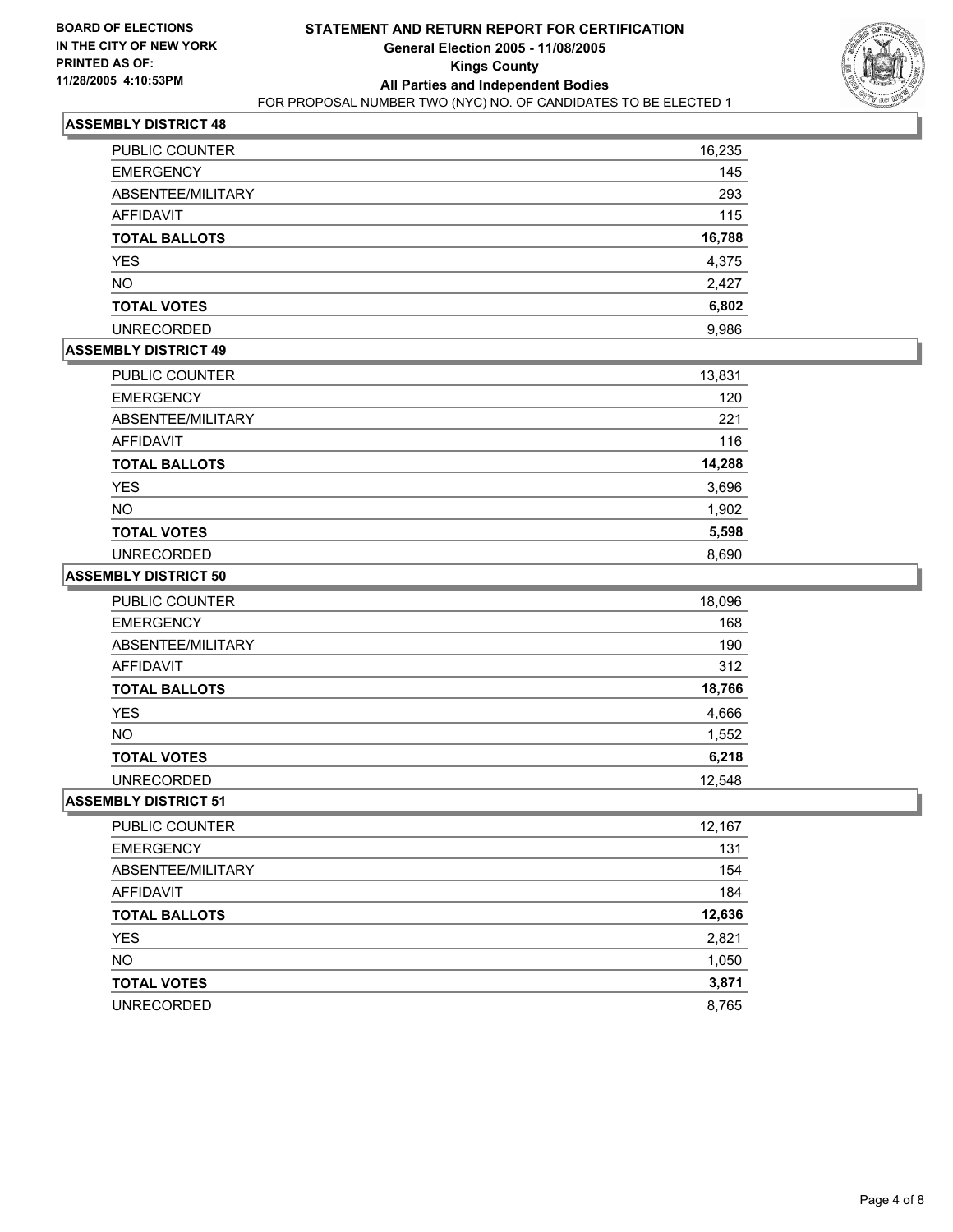**BOARD OF ELECTIONS IN THE CITY OF NEW YORK PRINTED AS OF: 11/28/2005 4:10:53PM**

# STATEMENT AND RETURN REPORT FOR CERTIFICATION

## General Election 2005 - 11/08/2005

## Kings County

## All Parties and Independent Bodies

FOR PROPOSAL NUMBER TWO (NYC) NO. OF CANDIDATES TO BE ELECTED 1

### ASSEMBLY DISTRICT 48

| | |
|---|---|
| PUBLIC COUNTER | 16,235 |
| EMERGENCY | 145 |
| ABSENTEE/MILITARY | 293 |
| AFFIDAVIT | 115 |
| **TOTAL BALLOTS** | **16,788** |
| YES | 4,375 |
| NO | 2,427 |
| **TOTAL VOTES** | **6,802** |
| UNRECORDED | 9,986 |

### ASSEMBLY DISTRICT 49

| | |
|---|---|
| PUBLIC COUNTER | 13,831 |
| EMERGENCY | 120 |
| ABSENTEE/MILITARY | 221 |
| AFFIDAVIT | 116 |
| **TOTAL BALLOTS** | **14,288** |
| YES | 3,696 |
| NO | 1,902 |
| **TOTAL VOTES** | **5,598** |
| UNRECORDED | 8,690 |

### ASSEMBLY DISTRICT 50

| | |
|---|---|
| PUBLIC COUNTER | 18,096 |
| EMERGENCY | 168 |
| ABSENTEE/MILITARY | 190 |
| AFFIDAVIT | 312 |
| **TOTAL BALLOTS** | **18,766** |
| YES | 4,666 |
| NO | 1,552 |
| **TOTAL VOTES** | **6,218** |
| UNRECORDED | 12,548 |

### ASSEMBLY DISTRICT 51

| | |
|---|---|
| PUBLIC COUNTER | 12,167 |
| EMERGENCY | 131 |
| ABSENTEE/MILITARY | 154 |
| AFFIDAVIT | 184 |
| **TOTAL BALLOTS** | **12,636** |
| YES | 2,821 |
| NO | 1,050 |
| **TOTAL VOTES** | **3,871** |
| UNRECORDED | 8,765 |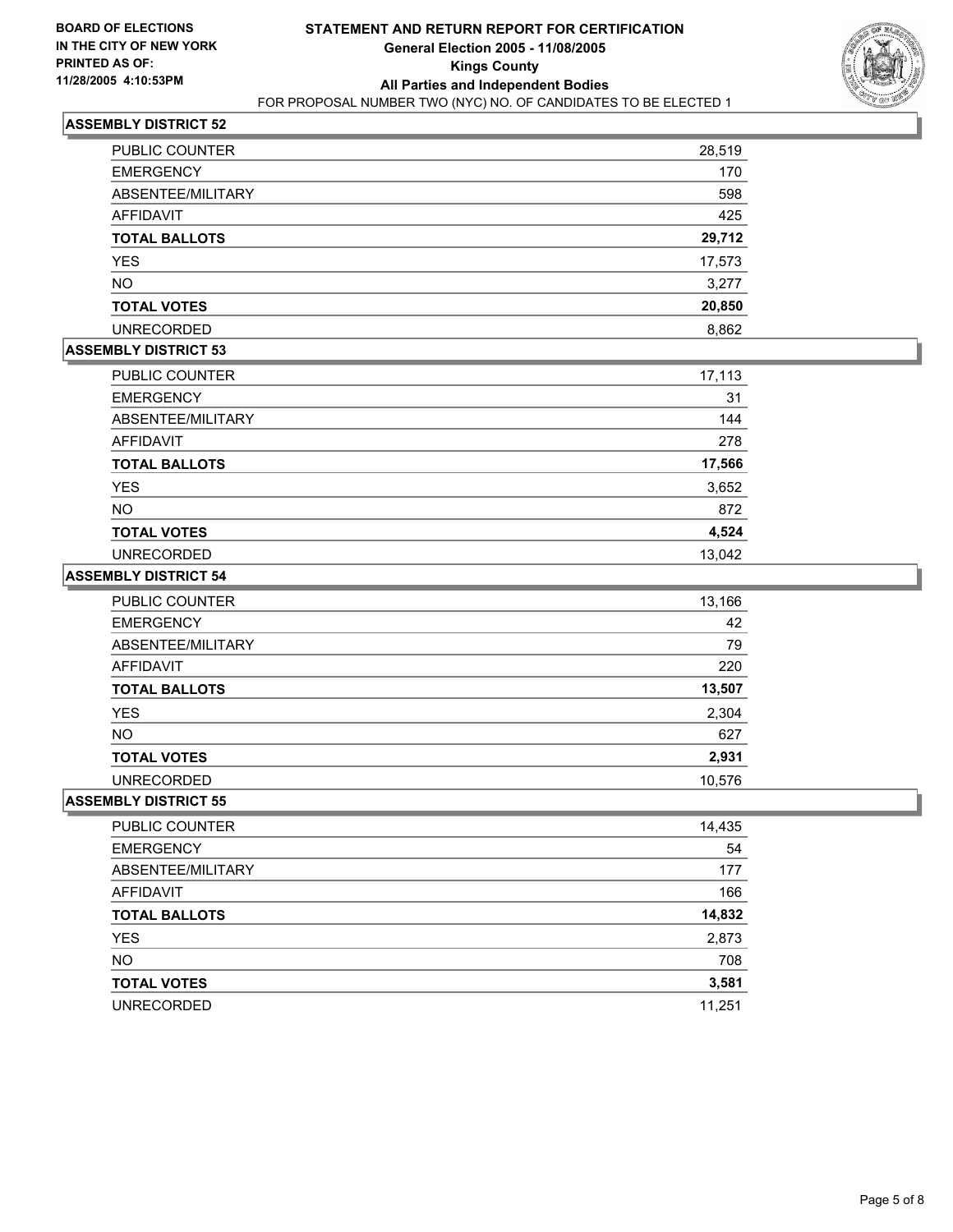**BOARD OF ELECTIONS IN THE CITY OF NEW YORK PRINTED AS OF: 11/28/2005 4:10:53PM**

# STATEMENT AND RETURN REPORT FOR CERTIFICATION
## General Election 2005 - 11/08/2005
## Kings County
## All Parties and Independent Bodies
FOR PROPOSAL NUMBER TWO (NYC) NO. OF CANDIDATES TO BE ELECTED 1

### ASSEMBLY DISTRICT 52

| | |
|---|---|
| PUBLIC COUNTER | 28,519 |
| EMERGENCY | 170 |
| ABSENTEE/MILITARY | 598 |
| AFFIDAVIT | 425 |
| **TOTAL BALLOTS** | **29,712** |
| YES | 17,573 |
| NO | 3,277 |
| **TOTAL VOTES** | **20,850** |
| UNRECORDED | 8,862 |

### ASSEMBLY DISTRICT 53

| | |
|---|---|
| PUBLIC COUNTER | 17,113 |
| EMERGENCY | 31 |
| ABSENTEE/MILITARY | 144 |
| AFFIDAVIT | 278 |
| **TOTAL BALLOTS** | **17,566** |
| YES | 3,652 |
| NO | 872 |
| **TOTAL VOTES** | **4,524** |
| UNRECORDED | 13,042 |

### ASSEMBLY DISTRICT 54

| | |
|---|---|
| PUBLIC COUNTER | 13,166 |
| EMERGENCY | 42 |
| ABSENTEE/MILITARY | 79 |
| AFFIDAVIT | 220 |
| **TOTAL BALLOTS** | **13,507** |
| YES | 2,304 |
| NO | 627 |
| **TOTAL VOTES** | **2,931** |
| UNRECORDED | 10,576 |

### ASSEMBLY DISTRICT 55

| | |
|---|---|
| PUBLIC COUNTER | 14,435 |
| EMERGENCY | 54 |
| ABSENTEE/MILITARY | 177 |
| AFFIDAVIT | 166 |
| **TOTAL BALLOTS** | **14,832** |
| YES | 2,873 |
| NO | 708 |
| **TOTAL VOTES** | **3,581** |
| UNRECORDED | 11,251 |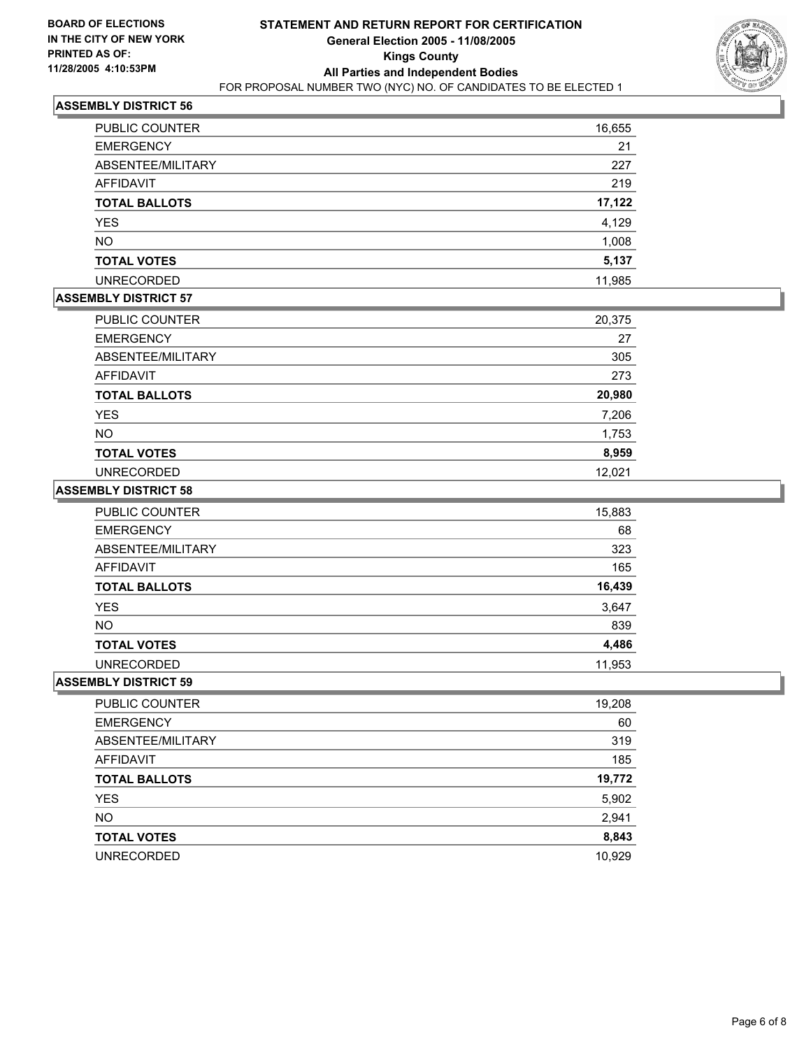**BOARD OF ELECTIONS IN THE CITY OF NEW YORK PRINTED AS OF: 11/28/2005 4:10:53PM**

# STATEMENT AND RETURN REPORT FOR CERTIFICATION
## General Election 2005 - 11/08/2005
## Kings County
## All Parties and Independent Bodies
FOR PROPOSAL NUMBER TWO (NYC) NO. OF CANDIDATES TO BE ELECTED 1

### ASSEMBLY DISTRICT 56

| | |
|---|---|
| PUBLIC COUNTER | 16,655 |
| EMERGENCY | 21 |
| ABSENTEE/MILITARY | 227 |
| AFFIDAVIT | 219 |
| **TOTAL BALLOTS** | **17,122** |
| YES | 4,129 |
| NO | 1,008 |
| **TOTAL VOTES** | **5,137** |
| UNRECORDED | 11,985 |

### ASSEMBLY DISTRICT 57

| | |
|---|---|
| PUBLIC COUNTER | 20,375 |
| EMERGENCY | 27 |
| ABSENTEE/MILITARY | 305 |
| AFFIDAVIT | 273 |
| **TOTAL BALLOTS** | **20,980** |
| YES | 7,206 |
| NO | 1,753 |
| **TOTAL VOTES** | **8,959** |
| UNRECORDED | 12,021 |

### ASSEMBLY DISTRICT 58

| | |
|---|---|
| PUBLIC COUNTER | 15,883 |
| EMERGENCY | 68 |
| ABSENTEE/MILITARY | 323 |
| AFFIDAVIT | 165 |
| **TOTAL BALLOTS** | **16,439** |
| YES | 3,647 |
| NO | 839 |
| **TOTAL VOTES** | **4,486** |
| UNRECORDED | 11,953 |

### ASSEMBLY DISTRICT 59

| | |
|---|---|
| PUBLIC COUNTER | 19,208 |
| EMERGENCY | 60 |
| ABSENTEE/MILITARY | 319 |
| AFFIDAVIT | 185 |
| **TOTAL BALLOTS** | **19,772** |
| YES | 5,902 |
| NO | 2,941 |
| **TOTAL VOTES** | **8,843** |
| UNRECORDED | 10,929 |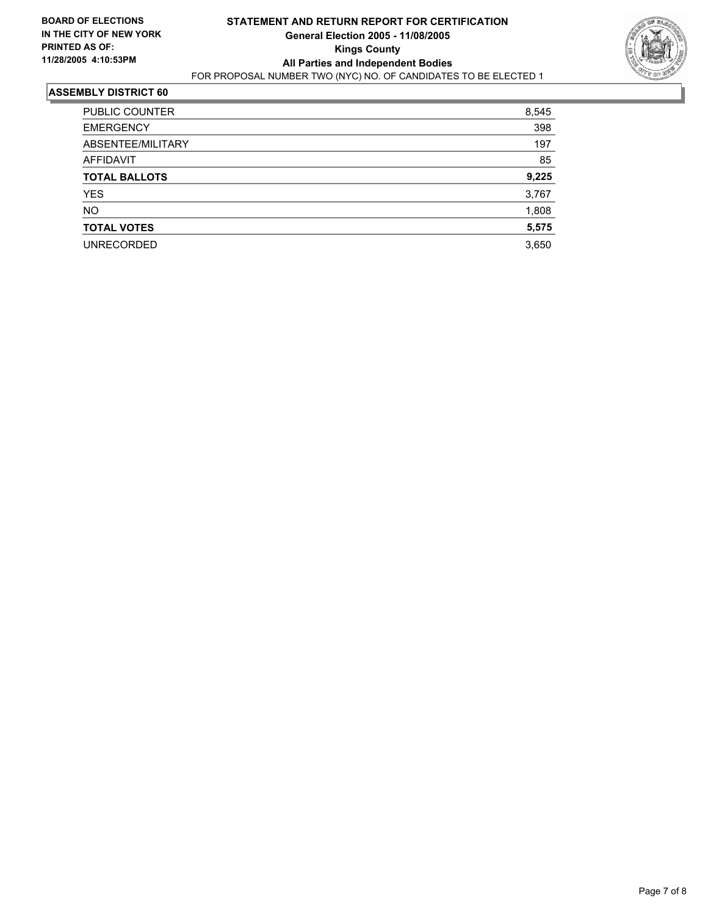**BOARD OF ELECTIONS IN THE CITY OF NEW YORK PRINTED AS OF: 11/28/2005 4:10:53PM**

# STATEMENT AND RETURN REPORT FOR CERTIFICATION
## General Election 2005 - 11/08/2005
## Kings County
## All Parties and Independent Bodies

FOR PROPOSAL NUMBER TWO (NYC) NO. OF CANDIDATES TO BE ELECTED 1

### ASSEMBLY DISTRICT 60

| | |
|---|---|
| PUBLIC COUNTER | 8,545 |
| EMERGENCY | 398 |
| ABSENTEE/MILITARY | 197 |
| AFFIDAVIT | 85 |
| **TOTAL BALLOTS** | **9,225** |
| YES | 3,767 |
| NO | 1,808 |
| **TOTAL VOTES** | **5,575** |
| UNRECORDED | 3,650 |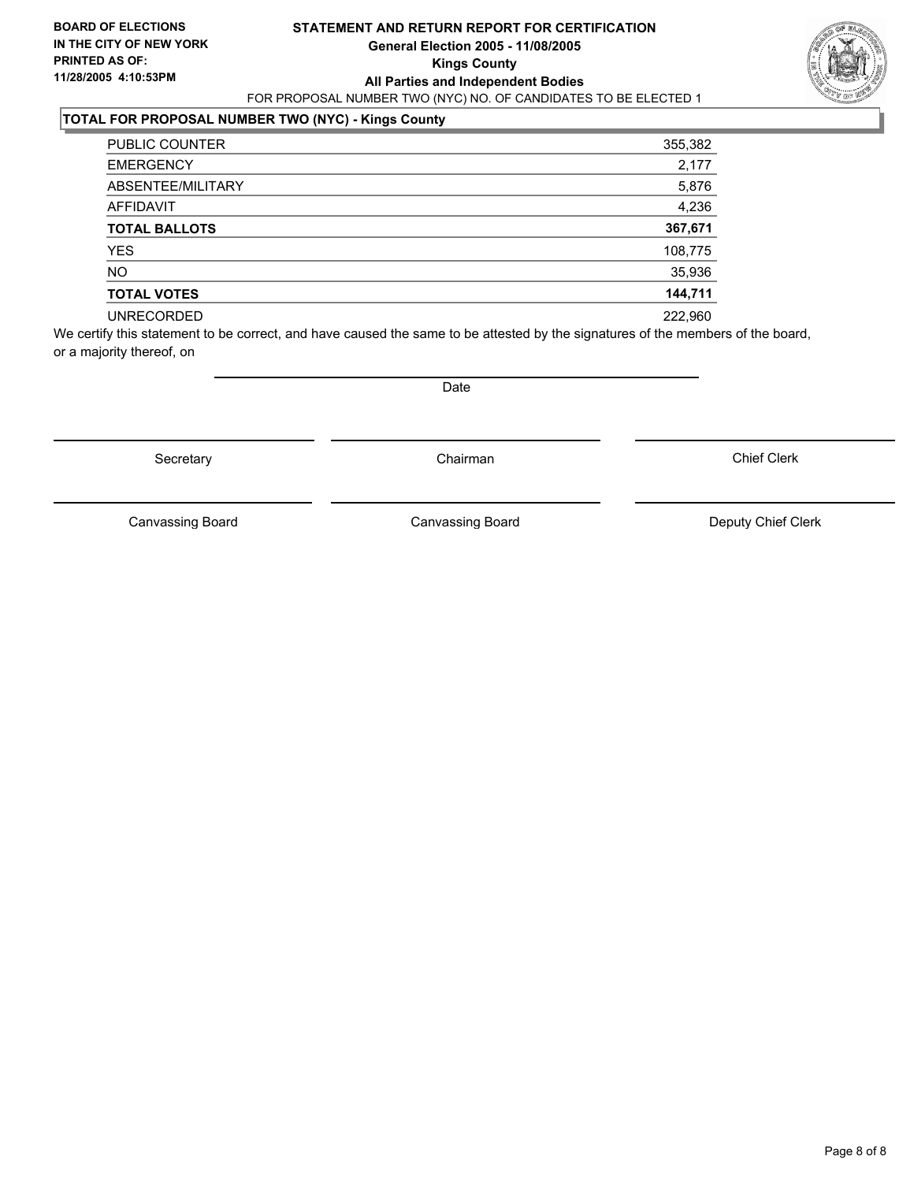**BOARD OF ELECTIONS IN THE CITY OF NEW YORK PRINTED AS OF: 11/28/2005 4:10:53PM**

**STATEMENT AND RETURN REPORT FOR CERTIFICATION**
**General Election 2005 - 11/08/2005**
**Kings County**
**All Parties and Independent Bodies**

FOR PROPOSAL NUMBER TWO (NYC) NO. OF CANDIDATES TO BE ELECTED 1

## TOTAL FOR PROPOSAL NUMBER TWO (NYC) - Kings County

| | |
|---|---|
| PUBLIC COUNTER | 355,382 |
| EMERGENCY | 2,177 |
| ABSENTEE/MILITARY | 5,876 |
| AFFIDAVIT | 4,236 |
| **TOTAL BALLOTS** | **367,671** |
| YES | 108,775 |
| NO | 35,936 |
| **TOTAL VOTES** | **144,711** |
| UNRECORDED | 222,960 |

We certify this statement to be correct, and have caused the same to be attested by the signatures of the members of the board, or a majority thereof, on

Date

Secretary    Chairman    Chief Clerk

Canvassing Board    Canvassing Board    Deputy Chief Clerk